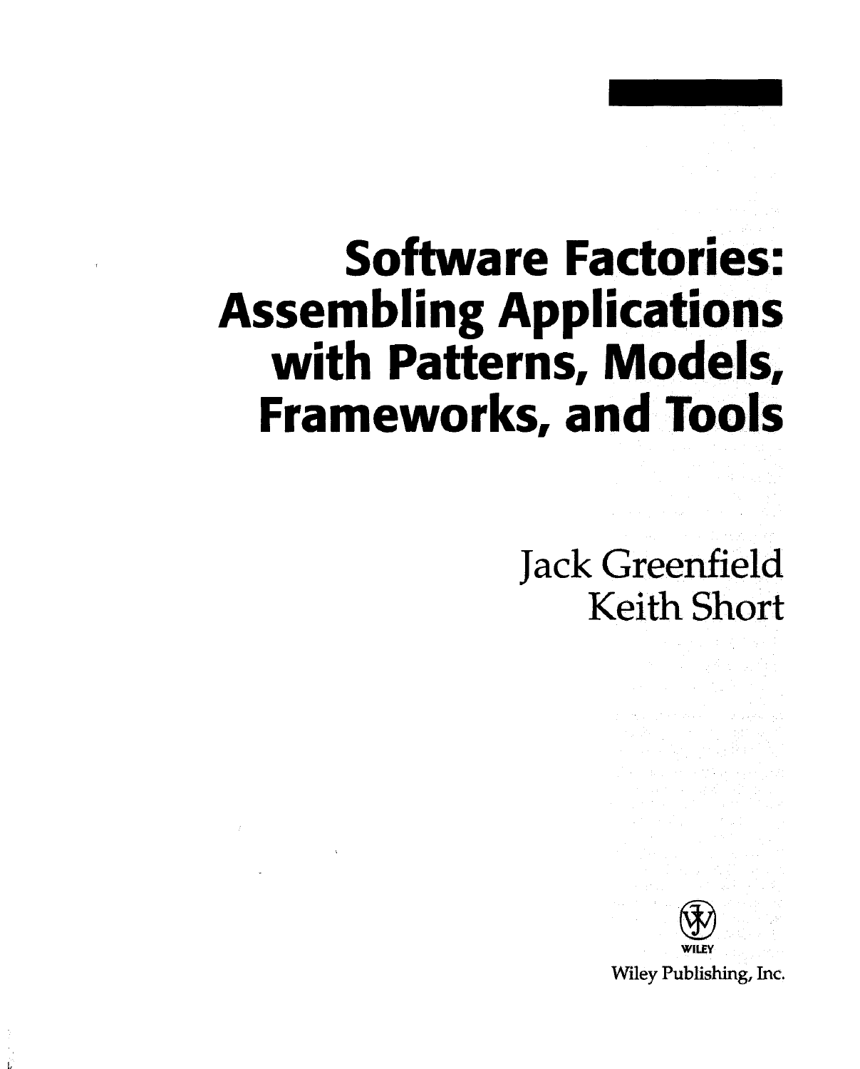# Software Factories: Assembling Applications with Patterns, Models, Frameworks, and Tools

Jack Greenfield
Keith Short

WILEY

Wiley Publishing, Inc.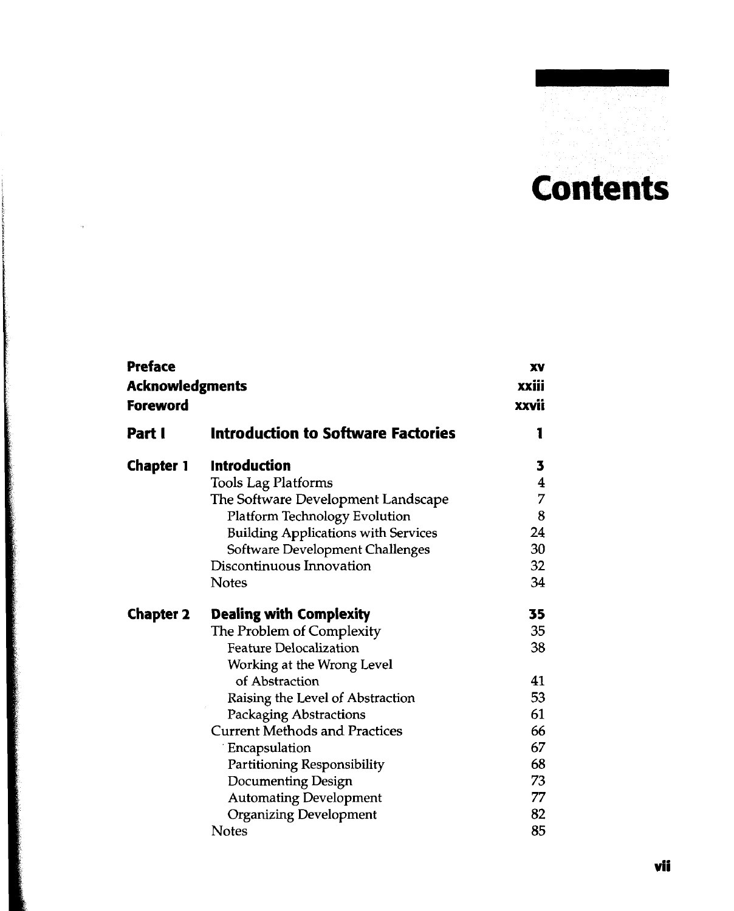# Contents

| | | |
|---|---|---|
| **Preface** | | **xv** |
| **Acknowledgments** | | **xxiii** |
| **Foreword** | | **xxvii** |
| **Part I** | **Introduction to Software Factories** | **1** |
| **Chapter 1** | **Introduction** | **3** |
| | Tools Lag Platforms | 4 |
| | The Software Development Landscape | 7 |
| | Platform Technology Evolution | 8 |
| | Building Applications with Services | 24 |
| | Software Development Challenges | 30 |
| | Discontinuous Innovation | 32 |
| | Notes | 34 |
| **Chapter 2** | **Dealing with Complexity** | **35** |
| | The Problem of Complexity | 35 |
| | Feature Delocalization | 38 |
| | Working at the Wrong Level of Abstraction | 41 |
| | Raising the Level of Abstraction | 53 |
| | Packaging Abstractions | 61 |
| | Current Methods and Practices | 66 |
| | Encapsulation | 67 |
| | Partitioning Responsibility | 68 |
| | Documenting Design | 73 |
| | Automating Development | 77 |
| | Organizing Development | 82 |
| | Notes | 85 |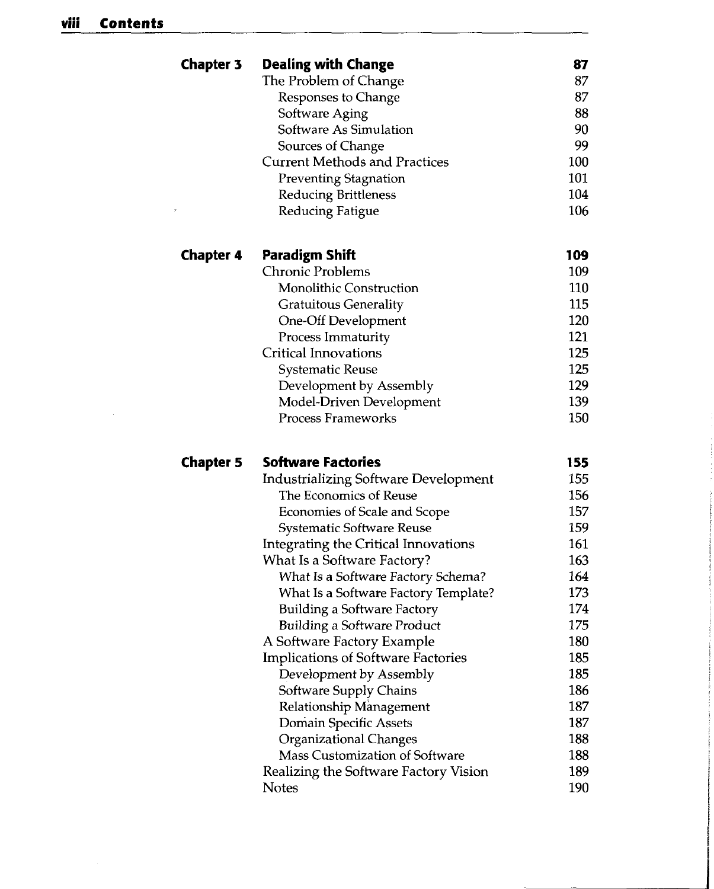| | | |
|---|---|---|
| **Chapter 3** | **Dealing with Change** | **87** |
| | The Problem of Change | 87 |
| | Responses to Change | 87 |
| | Software Aging | 88 |
| | Software As Simulation | 90 |
| | Sources of Change | 99 |
| | Current Methods and Practices | 100 |
| | Preventing Stagnation | 101 |
| | Reducing Brittleness | 104 |
| | Reducing Fatigue | 106 |
| **Chapter 4** | **Paradigm Shift** | **109** |
| | Chronic Problems | 109 |
| | Monolithic Construction | 110 |
| | Gratuitous Generality | 115 |
| | One-Off Development | 120 |
| | Process Immaturity | 121 |
| | Critical Innovations | 125 |
| | Systematic Reuse | 125 |
| | Development by Assembly | 129 |
| | Model-Driven Development | 139 |
| | Process Frameworks | 150 |
| **Chapter 5** | **Software Factories** | **155** |
| | Industrializing Software Development | 155 |
| | The Economics of Reuse | 156 |
| | Economies of Scale and Scope | 157 |
| | Systematic Software Reuse | 159 |
| | Integrating the Critical Innovations | 161 |
| | What Is a Software Factory? | 163 |
| | What Is a Software Factory Schema? | 164 |
| | What Is a Software Factory Template? | 173 |
| | Building a Software Factory | 174 |
| | Building a Software Product | 175 |
| | A Software Factory Example | 180 |
| | Implications of Software Factories | 185 |
| | Development by Assembly | 185 |
| | Software Supply Chains | 186 |
| | Relationship Management | 187 |
| | Domain Specific Assets | 187 |
| | Organizational Changes | 188 |
| | Mass Customization of Software | 188 |
| | Realizing the Software Factory Vision | 189 |
| | Notes | 190 |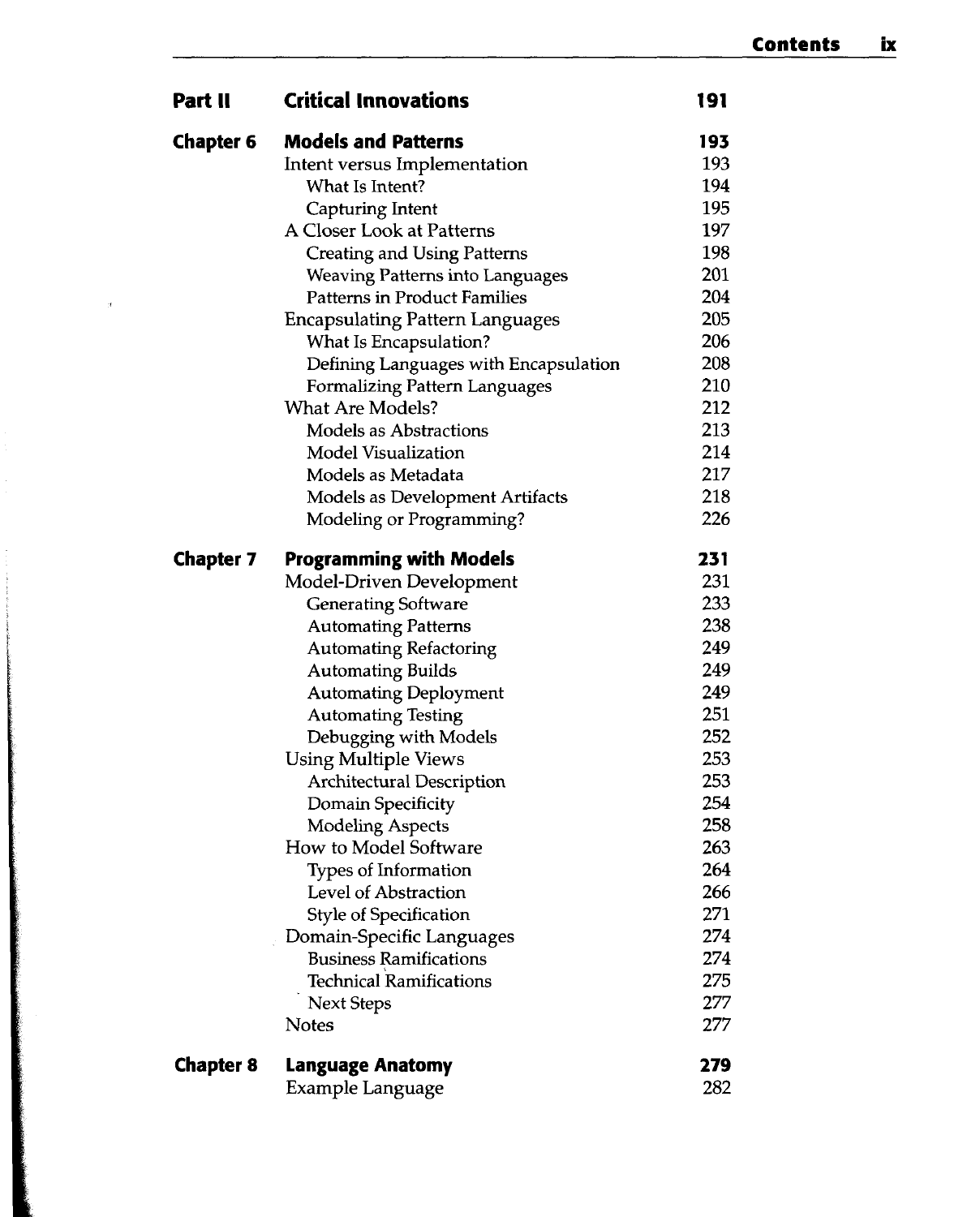| | | |
|---|---|---|
| **Part II** | **Critical Innovations** | **191** |
| **Chapter 6** | **Models and Patterns** | **193** |
| | Intent versus Implementation | 193 |
| | What Is Intent? | 194 |
| | Capturing Intent | 195 |
| | A Closer Look at Patterns | 197 |
| | Creating and Using Patterns | 198 |
| | Weaving Patterns into Languages | 201 |
| | Patterns in Product Families | 204 |
| | Encapsulating Pattern Languages | 205 |
| | What Is Encapsulation? | 206 |
| | Defining Languages with Encapsulation | 208 |
| | Formalizing Pattern Languages | 210 |
| | What Are Models? | 212 |
| | Models as Abstractions | 213 |
| | Model Visualization | 214 |
| | Models as Metadata | 217 |
| | Models as Development Artifacts | 218 |
| | Modeling or Programming? | 226 |
| **Chapter 7** | **Programming with Models** | **231** |
| | Model-Driven Development | 231 |
| | Generating Software | 233 |
| | Automating Patterns | 238 |
| | Automating Refactoring | 249 |
| | Automating Builds | 249 |
| | Automating Deployment | 249 |
| | Automating Testing | 251 |
| | Debugging with Models | 252 |
| | Using Multiple Views | 253 |
| | Architectural Description | 253 |
| | Domain Specificity | 254 |
| | Modeling Aspects | 258 |
| | How to Model Software | 263 |
| | Types of Information | 264 |
| | Level of Abstraction | 266 |
| | Style of Specification | 271 |
| | Domain-Specific Languages | 274 |
| | Business Ramifications | 274 |
| | Technical Ramifications | 275 |
| | Next Steps | 277 |
| | Notes | 277 |
| **Chapter 8** | **Language Anatomy** | **279** |
| | Example Language | 282 |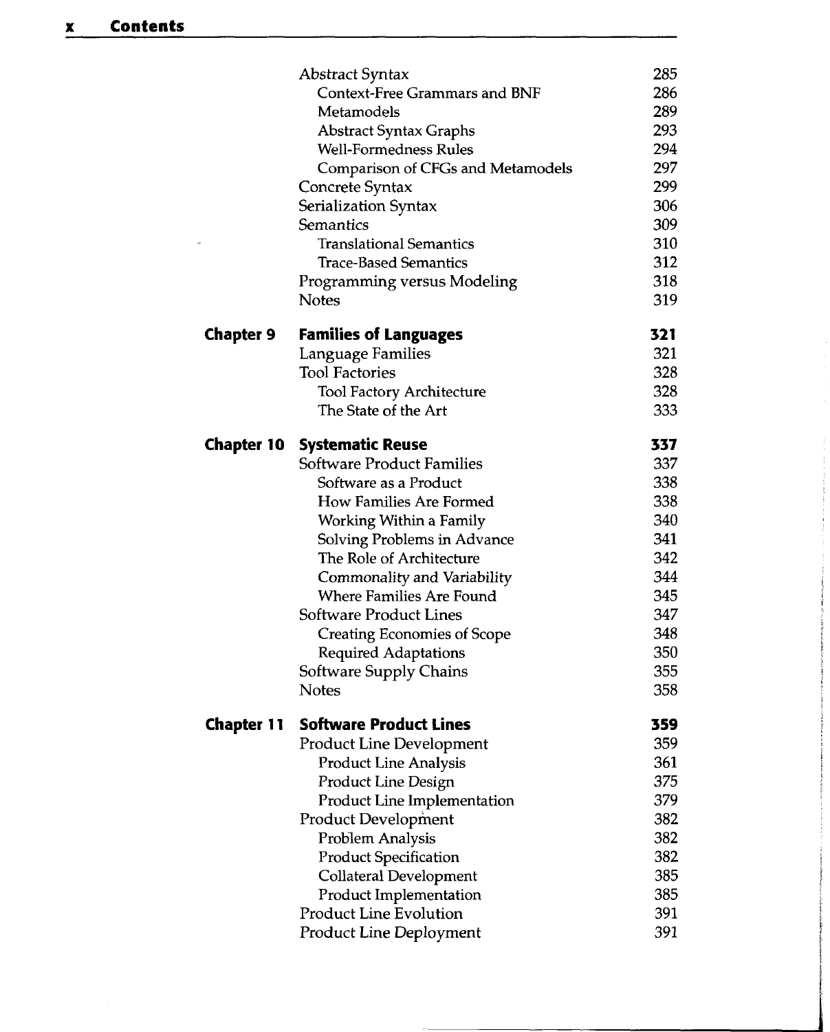| | | |
|---|---|---|
| | Abstract Syntax | 285 |
| | Context-Free Grammars and BNF | 286 |
| | Metamodels | 289 |
| | Abstract Syntax Graphs | 293 |
| | Well-Formedness Rules | 294 |
| | Comparison of CFGs and Metamodels | 297 |
| | Concrete Syntax | 299 |
| | Serialization Syntax | 306 |
| | Semantics | 309 |
| | Translational Semantics | 310 |
| | Trace-Based Semantics | 312 |
| | Programming versus Modeling | 318 |
| | Notes | 319 |
| **Chapter 9** | **Families of Languages** | **321** |
| | Language Families | 321 |
| | Tool Factories | 328 |
| | Tool Factory Architecture | 328 |
| | The State of the Art | 333 |
| **Chapter 10** | **Systematic Reuse** | **337** |
| | Software Product Families | 337 |
| | Software as a Product | 338 |
| | How Families Are Formed | 338 |
| | Working Within a Family | 340 |
| | Solving Problems in Advance | 341 |
| | The Role of Architecture | 342 |
| | Commonality and Variability | 344 |
| | Where Families Are Found | 345 |
| | Software Product Lines | 347 |
| | Creating Economies of Scope | 348 |
| | Required Adaptations | 350 |
| | Software Supply Chains | 355 |
| | Notes | 358 |
| **Chapter 11** | **Software Product Lines** | **359** |
| | Product Line Development | 359 |
| | Product Line Analysis | 361 |
| | Product Line Design | 375 |
| | Product Line Implementation | 379 |
| | Product Development | 382 |
| | Problem Analysis | 382 |
| | Product Specification | 382 |
| | Collateral Development | 385 |
| | Product Implementation | 385 |
| | Product Line Evolution | 391 |
| | Product Line Deployment | 391 |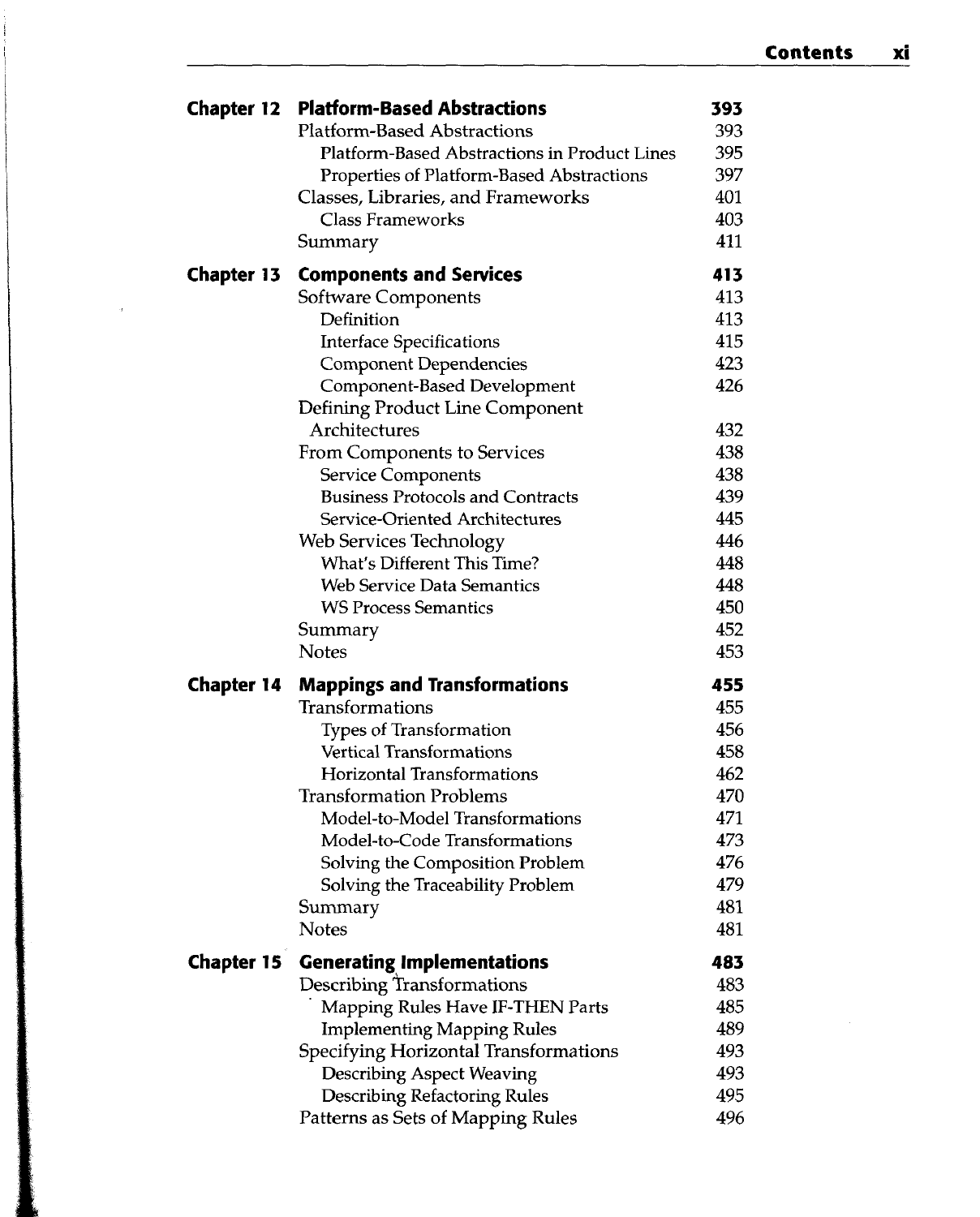| | | |
|---|---|---|
| **Chapter 12** | **Platform-Based Abstractions** | **393** |
| | Platform-Based Abstractions | 393 |
| | Platform-Based Abstractions in Product Lines | 395 |
| | Properties of Platform-Based Abstractions | 397 |
| | Classes, Libraries, and Frameworks | 401 |
| | Class Frameworks | 403 |
| | Summary | 411 |
| **Chapter 13** | **Components and Services** | **413** |
| | Software Components | 413 |
| | Definition | 413 |
| | Interface Specifications | 415 |
| | Component Dependencies | 423 |
| | Component-Based Development | 426 |
| | Defining Product Line Component Architectures | 432 |
| | From Components to Services | 438 |
| | Service Components | 438 |
| | Business Protocols and Contracts | 439 |
| | Service-Oriented Architectures | 445 |
| | Web Services Technology | 446 |
| | What's Different This Time? | 448 |
| | Web Service Data Semantics | 448 |
| | WS Process Semantics | 450 |
| | Summary | 452 |
| | Notes | 453 |
| **Chapter 14** | **Mappings and Transformations** | **455** |
| | Transformations | 455 |
| | Types of Transformation | 456 |
| | Vertical Transformations | 458 |
| | Horizontal Transformations | 462 |
| | Transformation Problems | 470 |
| | Model-to-Model Transformations | 471 |
| | Model-to-Code Transformations | 473 |
| | Solving the Composition Problem | 476 |
| | Solving the Traceability Problem | 479 |
| | Summary | 481 |
| | Notes | 481 |
| **Chapter 15** | **Generating Implementations** | **483** |
| | Describing Transformations | 483 |
| | Mapping Rules Have IF-THEN Parts | 485 |
| | Implementing Mapping Rules | 489 |
| | Specifying Horizontal Transformations | 493 |
| | Describing Aspect Weaving | 493 |
| | Describing Refactoring Rules | 495 |
| | Patterns as Sets of Mapping Rules | 496 |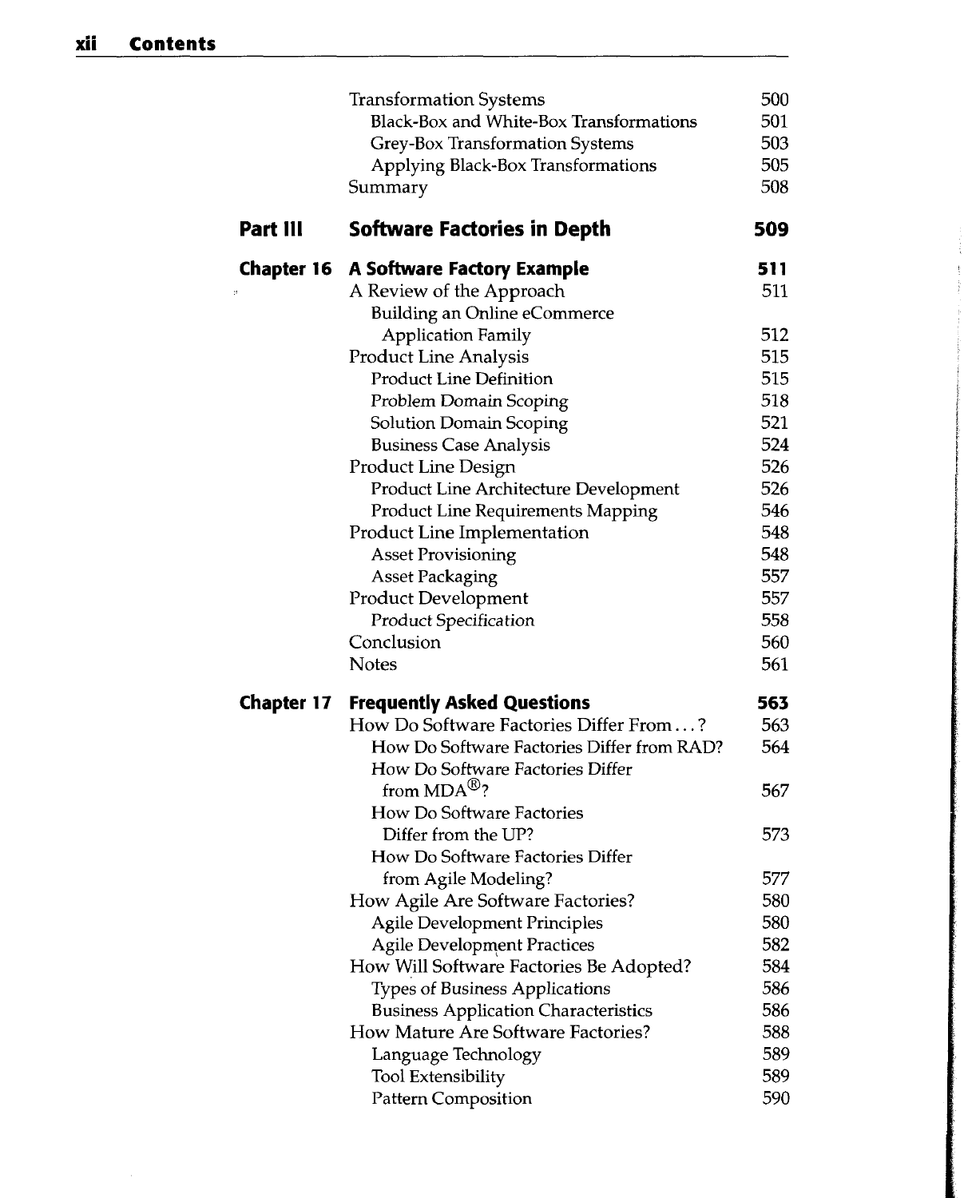| | | |
|---|---|---|
| | Transformation Systems | 500 |
| | Black-Box and White-Box Transformations | 501 |
| | Grey-Box Transformation Systems | 503 |
| | Applying Black-Box Transformations | 505 |
| | Summary | 508 |
| **Part III** | **Software Factories in Depth** | **509** |
| **Chapter 16** | **A Software Factory Example** | **511** |
| | A Review of the Approach | 511 |
| | Building an Online eCommerce Application Family | 512 |
| | Product Line Analysis | 515 |
| | Product Line Definition | 515 |
| | Problem Domain Scoping | 518 |
| | Solution Domain Scoping | 521 |
| | Business Case Analysis | 524 |
| | Product Line Design | 526 |
| | Product Line Architecture Development | 526 |
| | Product Line Requirements Mapping | 546 |
| | Product Line Implementation | 548 |
| | Asset Provisioning | 548 |
| | Asset Packaging | 557 |
| | Product Development | 557 |
| | Product Specification | 558 |
| | Conclusion | 560 |
| | Notes | 561 |
| **Chapter 17** | **Frequently Asked Questions** | **563** |
| | How Do Software Factories Differ From...? | 563 |
| | How Do Software Factories Differ from RAD? | 564 |
| | How Do Software Factories Differ from MDA®? | 567 |
| | How Do Software Factories Differ from the UP? | 573 |
| | How Do Software Factories Differ from Agile Modeling? | 577 |
| | How Agile Are Software Factories? | 580 |
| | Agile Development Principles | 580 |
| | Agile Development Practices | 582 |
| | How Will Software Factories Be Adopted? | 584 |
| | Types of Business Applications | 586 |
| | Business Application Characteristics | 586 |
| | How Mature Are Software Factories? | 588 |
| | Language Technology | 589 |
| | Tool Extensibility | 589 |
| | Pattern Composition | 590 |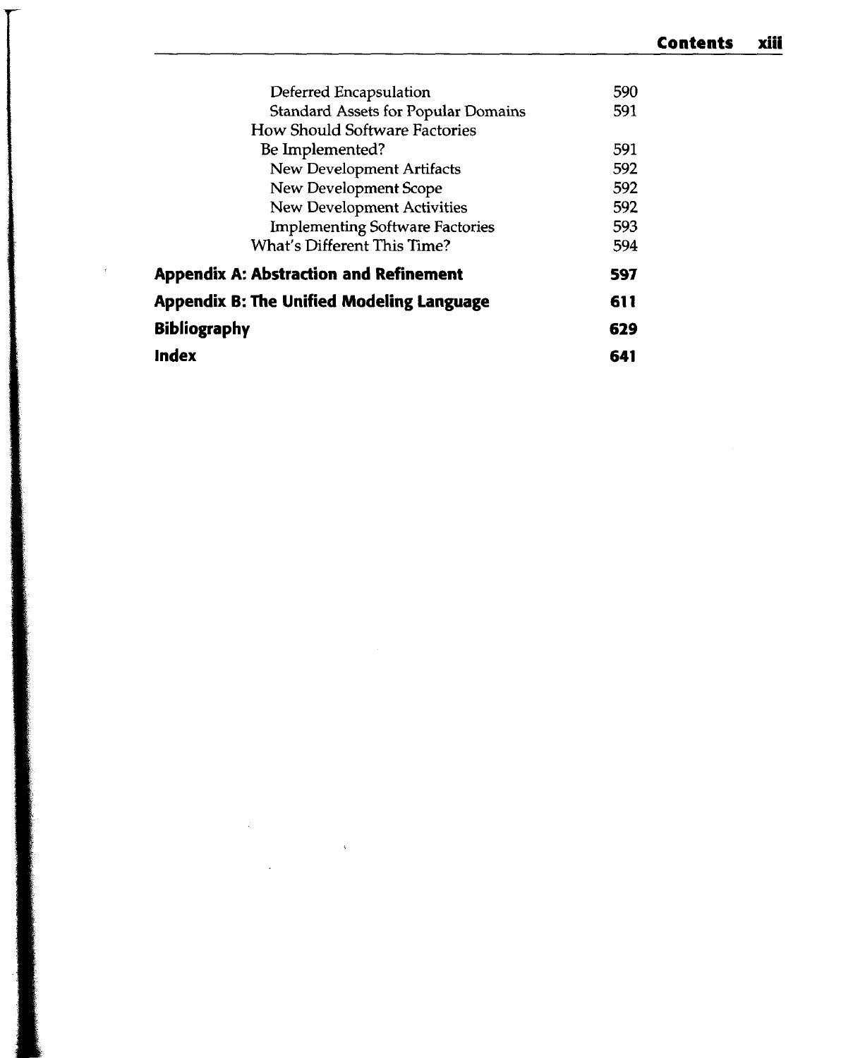| | |
|---|---|
| Deferred Encapsulation | 590 |
| Standard Assets for Popular Domains | 591 |
| How Should Software Factories Be Implemented? | 591 |
| New Development Artifacts | 592 |
| New Development Scope | 592 |
| New Development Activities | 592 |
| Implementing Software Factories | 593 |
| What's Different This Time? | 594 |
| **Appendix A: Abstraction and Refinement** | **597** |
| **Appendix B: The Unified Modeling Language** | **611** |
| **Bibliography** | **629** |
| **Index** | **641** |